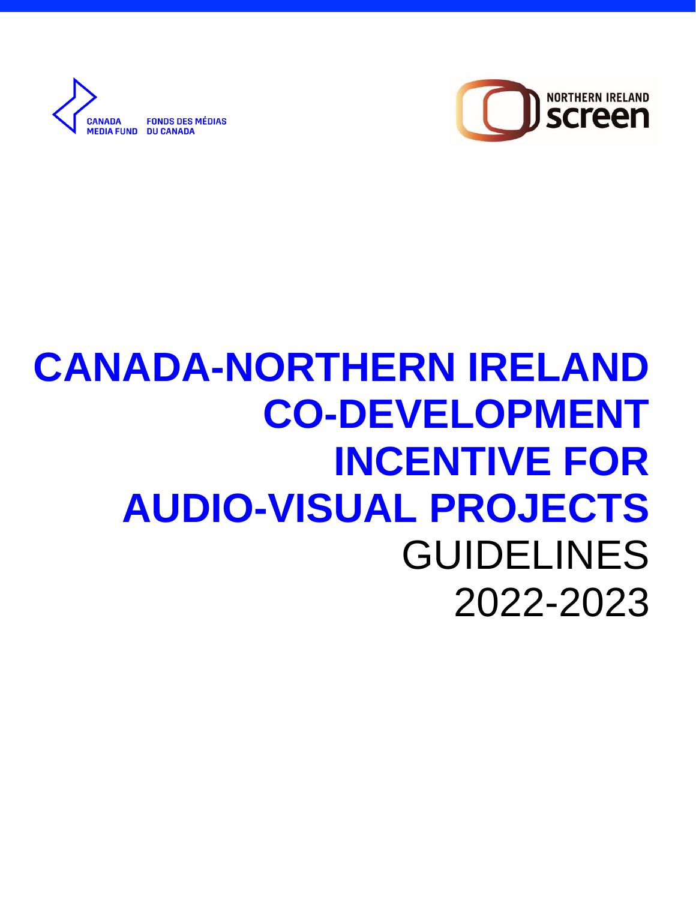CANADA MEDIA FUND | FONDS DES MÉDIAS DU CANADA

NORTHERN IRELAND screen

# CANADA-NORTHERN IRELAND CO-DEVELOPMENT INCENTIVE FOR AUDIO-VISUAL PROJECTS

GUIDELINES

2022-2023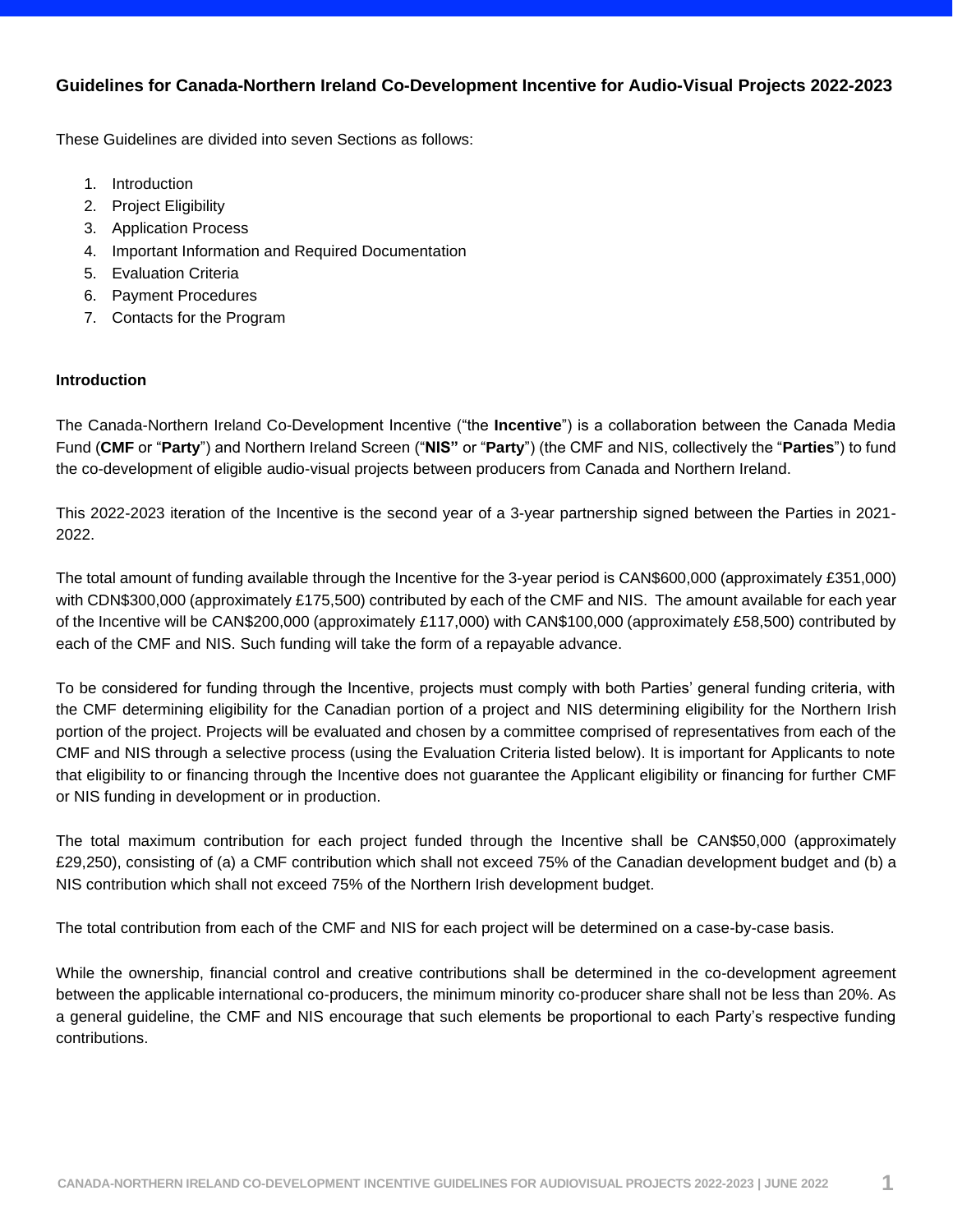## Guidelines for Canada-Northern Ireland Co-Development Incentive for Audio-Visual Projects 2022-2023

These Guidelines are divided into seven Sections as follows:

1. Introduction
2. Project Eligibility
3. Application Process
4. Important Information and Required Documentation
5. Evaluation Criteria
6. Payment Procedures
7. Contacts for the Program

### Introduction

The Canada-Northern Ireland Co-Development Incentive ("the **Incentive**") is a collaboration between the Canada Media Fund (**CMF** or "**Party**") and Northern Ireland Screen ("**NIS"** or "**Party**") (the CMF and NIS, collectively the "**Parties**") to fund the co-development of eligible audio-visual projects between producers from Canada and Northern Ireland.

This 2022-2023 iteration of the Incentive is the second year of a 3-year partnership signed between the Parties in 2021-2022.

The total amount of funding available through the Incentive for the 3-year period is CAN$600,000 (approximately £351,000) with CDN$300,000 (approximately £175,500) contributed by each of the CMF and NIS. The amount available for each year of the Incentive will be CAN$200,000 (approximately £117,000) with CAN$100,000 (approximately £58,500) contributed by each of the CMF and NIS. Such funding will take the form of a repayable advance.

To be considered for funding through the Incentive, projects must comply with both Parties' general funding criteria, with the CMF determining eligibility for the Canadian portion of a project and NIS determining eligibility for the Northern Irish portion of the project. Projects will be evaluated and chosen by a committee comprised of representatives from each of the CMF and NIS through a selective process (using the Evaluation Criteria listed below). It is important for Applicants to note that eligibility to or financing through the Incentive does not guarantee the Applicant eligibility or financing for further CMF or NIS funding in development or in production.

The total maximum contribution for each project funded through the Incentive shall be CAN$50,000 (approximately £29,250), consisting of (a) a CMF contribution which shall not exceed 75% of the Canadian development budget and (b) a NIS contribution which shall not exceed 75% of the Northern Irish development budget.

The total contribution from each of the CMF and NIS for each project will be determined on a case-by-case basis.

While the ownership, financial control and creative contributions shall be determined in the co-development agreement between the applicable international co-producers, the minimum minority co-producer share shall not be less than 20%. As a general guideline, the CMF and NIS encourage that such elements be proportional to each Party's respective funding contributions.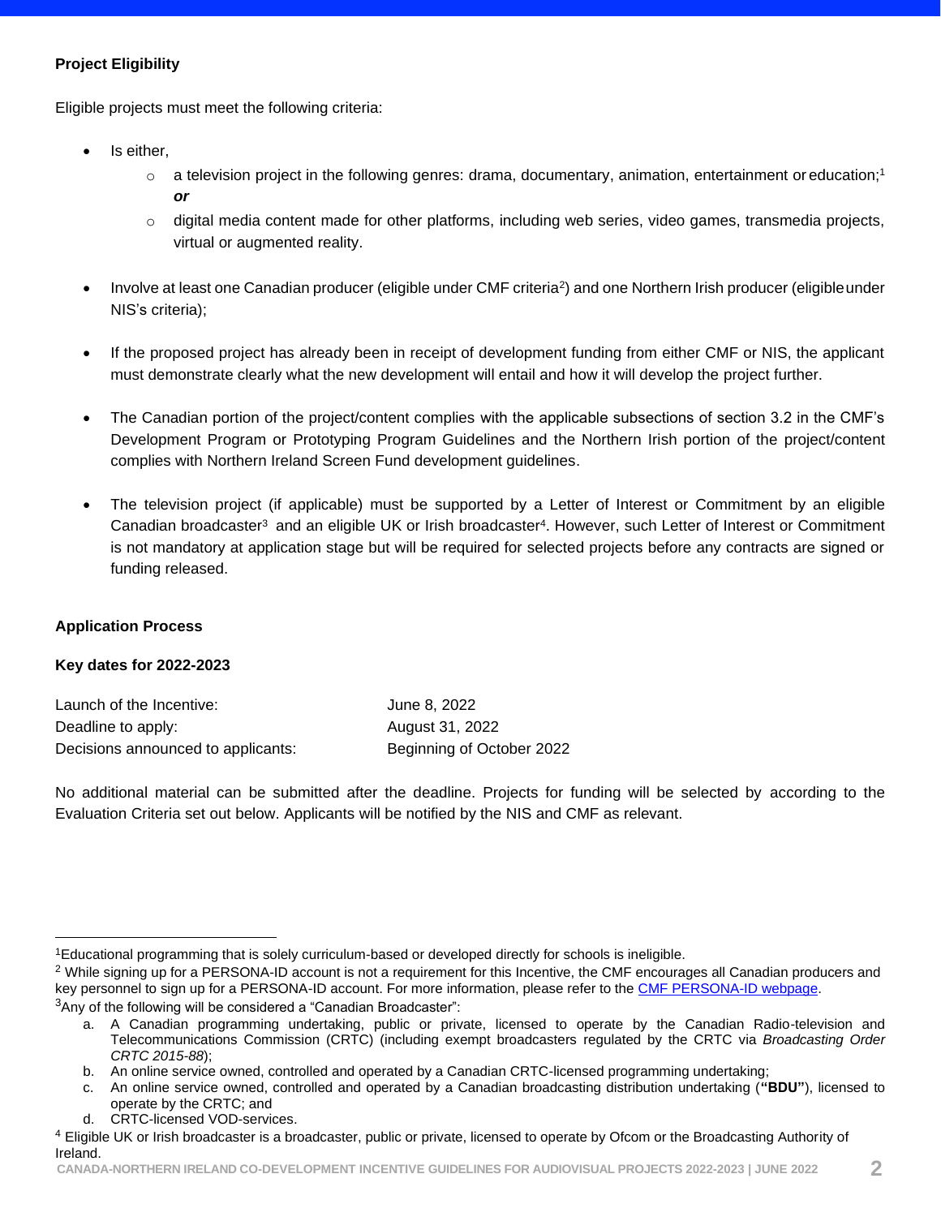**Project Eligibility**

Eligible projects must meet the following criteria:

- Is either,
  - a television project in the following genres: drama, documentary, animation, entertainment or education;[1] ***or***
  - digital media content made for other platforms, including web series, video games, transmedia projects, virtual or augmented reality.

- Involve at least one Canadian producer (eligible under CMF criteria[2]) and one Northern Irish producer (eligible under NIS's criteria);

- If the proposed project has already been in receipt of development funding from either CMF or NIS, the applicant must demonstrate clearly what the new development will entail and how it will develop the project further.

- The Canadian portion of the project/content complies with the applicable subsections of section 3.2 in the CMF's Development Program or Prototyping Program Guidelines and the Northern Irish portion of the project/content complies with Northern Ireland Screen Fund development guidelines.

- The television project (if applicable) must be supported by a Letter of Interest or Commitment by an eligible Canadian broadcaster[3] and an eligible UK or Irish broadcaster[4]. However, such Letter of Interest or Commitment is not mandatory at application stage but will be required for selected projects before any contracts are signed or funding released.

**Application Process**

**Key dates for 2022-2023**

| | |
|---|---|
| Launch of the Incentive: | June 8, 2022 |
| Deadline to apply: | August 31, 2022 |
| Decisions announced to applicants: | Beginning of October 2022 |

No additional material can be submitted after the deadline. Projects for funding will be selected by according to the Evaluation Criteria set out below. Applicants will be notified by the NIS and CMF as relevant.

---

[1]Educational programming that is solely curriculum-based or developed directly for schools is ineligible.

[2] While signing up for a PERSONA-ID account is not a requirement for this Incentive, the CMF encourages all Canadian producers and key personnel to sign up for a PERSONA-ID account. For more information, please refer to the [CMF PERSONA-ID webpage](#).

[3]Any of the following will be considered a "Canadian Broadcaster":

a. A Canadian programming undertaking, public or private, licensed to operate by the Canadian Radio-television and Telecommunications Commission (CRTC) (including exempt broadcasters regulated by the CRTC via *Broadcasting Order CRTC 2015-88*);
b. An online service owned, controlled and operated by a Canadian CRTC-licensed programming undertaking;
c. An online service owned, controlled and operated by a Canadian broadcasting distribution undertaking (**"BDU"**), licensed to operate by the CRTC; and
d. CRTC-licensed VOD-services.

[4] Eligible UK or Irish broadcaster is a broadcaster, public or private, licensed to operate by Ofcom or the Broadcasting Authority of Ireland.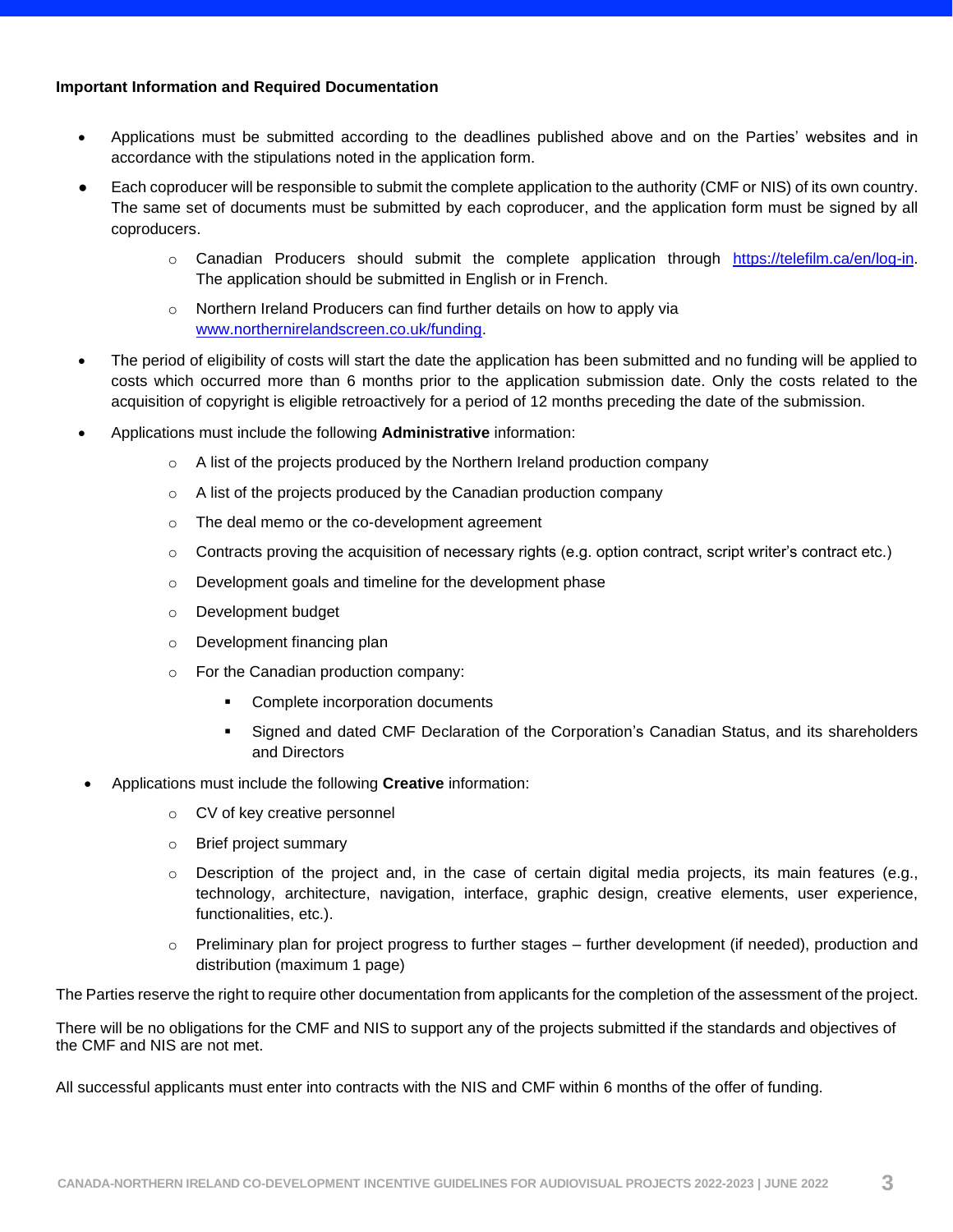**Important Information and Required Documentation**

- Applications must be submitted according to the deadlines published above and on the Parties' websites and in accordance with the stipulations noted in the application form.
- Each coproducer will be responsible to submit the complete application to the authority (CMF or NIS) of its own country. The same set of documents must be submitted by each coproducer, and the application form must be signed by all coproducers.
  - Canadian Producers should submit the complete application through [https://telefilm.ca/en/log-in](https://telefilm.ca/en/log-in). The application should be submitted in English or in French.
  - Northern Ireland Producers can find further details on how to apply via [www.northernirelandscreen.co.uk/funding](www.northernirelandscreen.co.uk/funding).
- The period of eligibility of costs will start the date the application has been submitted and no funding will be applied to costs which occurred more than 6 months prior to the application submission date. Only the costs related to the acquisition of copyright is eligible retroactively for a period of 12 months preceding the date of the submission.
- Applications must include the following **Administrative** information:
  - A list of the projects produced by the Northern Ireland production company
  - A list of the projects produced by the Canadian production company
  - The deal memo or the co-development agreement
  - Contracts proving the acquisition of necessary rights (e.g. option contract, script writer's contract etc.)
  - Development goals and timeline for the development phase
  - Development budget
  - Development financing plan
  - For the Canadian production company:
    - Complete incorporation documents
    - Signed and dated CMF Declaration of the Corporation's Canadian Status, and its shareholders and Directors
- Applications must include the following **Creative** information:
  - CV of key creative personnel
  - Brief project summary
  - Description of the project and, in the case of certain digital media projects, its main features (e.g., technology, architecture, navigation, interface, graphic design, creative elements, user experience, functionalities, etc.).
  - Preliminary plan for project progress to further stages – further development (if needed), production and distribution (maximum 1 page)

The Parties reserve the right to require other documentation from applicants for the completion of the assessment of the project.

There will be no obligations for the CMF and NIS to support any of the projects submitted if the standards and objectives of the CMF and NIS are not met.

All successful applicants must enter into contracts with the NIS and CMF within 6 months of the offer of funding.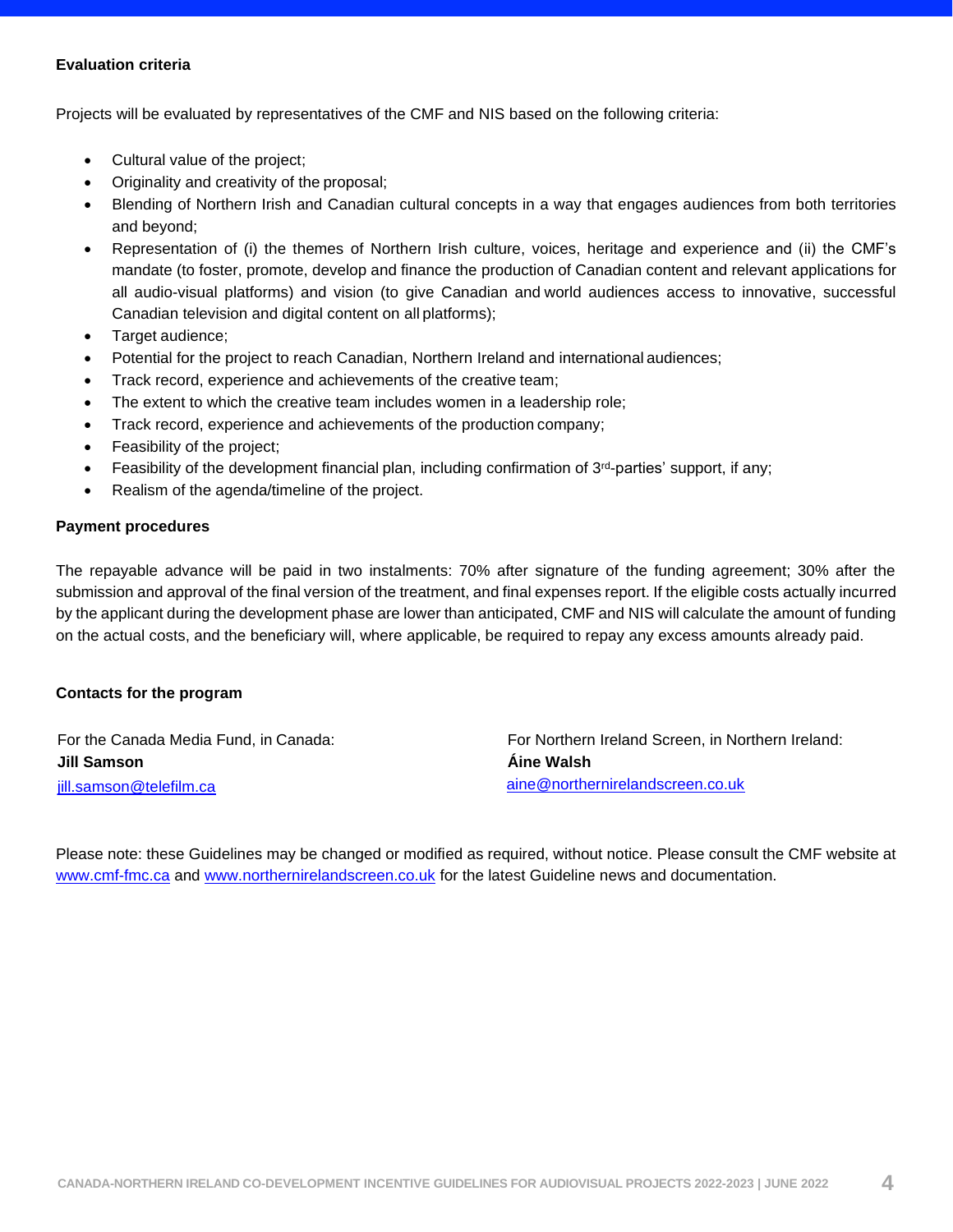**Evaluation criteria**

Projects will be evaluated by representatives of the CMF and NIS based on the following criteria:

- Cultural value of the project;
- Originality and creativity of the proposal;
- Blending of Northern Irish and Canadian cultural concepts in a way that engages audiences from both territories and beyond;
- Representation of (i) the themes of Northern Irish culture, voices, heritage and experience and (ii) the CMF's mandate (to foster, promote, develop and finance the production of Canadian content and relevant applications for all audio-visual platforms) and vision (to give Canadian and world audiences access to innovative, successful Canadian television and digital content on all platforms);
- Target audience;
- Potential for the project to reach Canadian, Northern Ireland and international audiences;
- Track record, experience and achievements of the creative team;
- The extent to which the creative team includes women in a leadership role;
- Track record, experience and achievements of the production company;
- Feasibility of the project;
- Feasibility of the development financial plan, including confirmation of 3rd-parties' support, if any;
- Realism of the agenda/timeline of the project.

**Payment procedures**

The repayable advance will be paid in two instalments: 70% after signature of the funding agreement; 30% after the submission and approval of the final version of the treatment, and final expenses report. If the eligible costs actually incurred by the applicant during the development phase are lower than anticipated, CMF and NIS will calculate the amount of funding on the actual costs, and the beneficiary will, where applicable, be required to repay any excess amounts already paid.

**Contacts for the program**

For the Canada Media Fund, in Canada:
**Jill Samson**
jill.samson@telefilm.ca

For Northern Ireland Screen, in Northern Ireland:
**Áine Walsh**
aine@northernirelandscreen.co.uk

Please note: these Guidelines may be changed or modified as required, without notice. Please consult the CMF website at www.cmf-fmc.ca and www.northernirelandscreen.co.uk for the latest Guideline news and documentation.